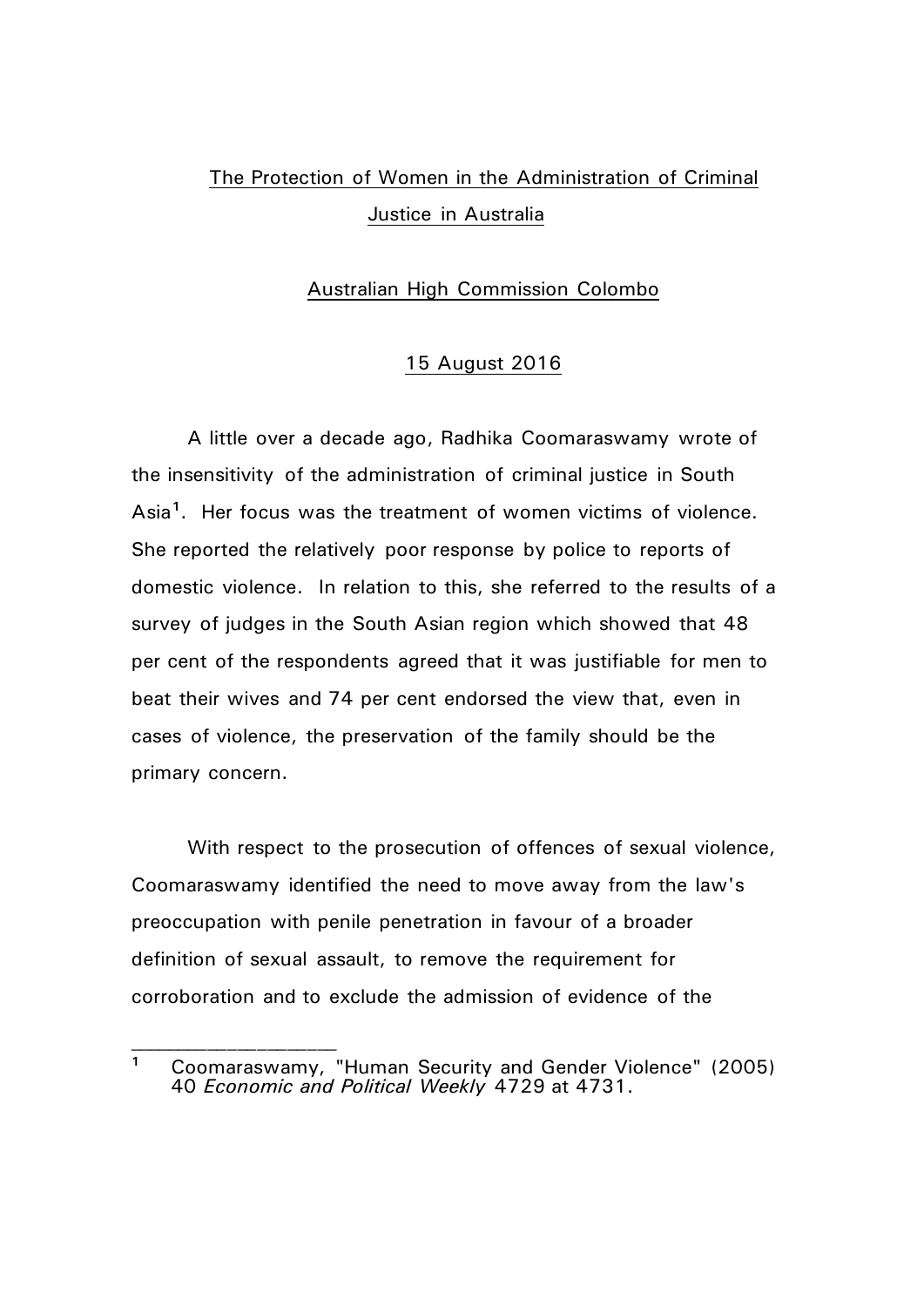# The Protection of Women in the Administration of Criminal Justice in Australia

## Australian High Commission Colombo

## 15 August 2016

A little over a decade ago, Radhika Coomaraswamy wrote of the insensitivity of the administration of criminal justice in South Asia[1]. Her focus was the treatment of women victims of violence. She reported the relatively poor response by police to reports of domestic violence. In relation to this, she referred to the results of a survey of judges in the South Asian region which showed that 48 per cent of the respondents agreed that it was justifiable for men to beat their wives and 74 per cent endorsed the view that, even in cases of violence, the preservation of the family should be the primary concern.

With respect to the prosecution of offences of sexual violence, Coomaraswamy identified the need to move away from the law's preoccupation with penile penetration in favour of a broader definition of sexual assault, to remove the requirement for corroboration and to exclude the admission of evidence of the

---

[1] Coomaraswamy, "Human Security and Gender Violence" (2005) 40 *Economic and Political Weekly* 4729 at 4731.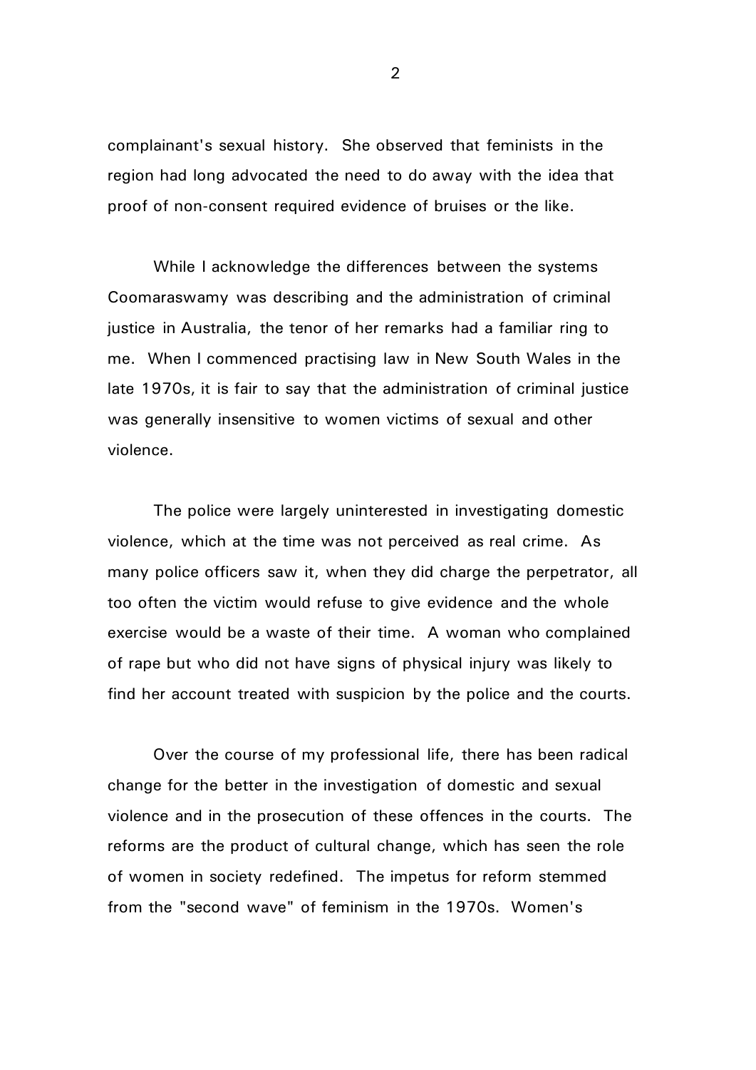complainant's sexual history. She observed that feminists in the region had long advocated the need to do away with the idea that proof of non-consent required evidence of bruises or the like.

While I acknowledge the differences between the systems Coomaraswamy was describing and the administration of criminal justice in Australia, the tenor of her remarks had a familiar ring to me. When I commenced practising law in New South Wales in the late 1970s, it is fair to say that the administration of criminal justice was generally insensitive to women victims of sexual and other violence.

The police were largely uninterested in investigating domestic violence, which at the time was not perceived as real crime. As many police officers saw it, when they did charge the perpetrator, all too often the victim would refuse to give evidence and the whole exercise would be a waste of their time. A woman who complained of rape but who did not have signs of physical injury was likely to find her account treated with suspicion by the police and the courts.

Over the course of my professional life, there has been radical change for the better in the investigation of domestic and sexual violence and in the prosecution of these offences in the courts. The reforms are the product of cultural change, which has seen the role of women in society redefined. The impetus for reform stemmed from the "second wave" of feminism in the 1970s. Women's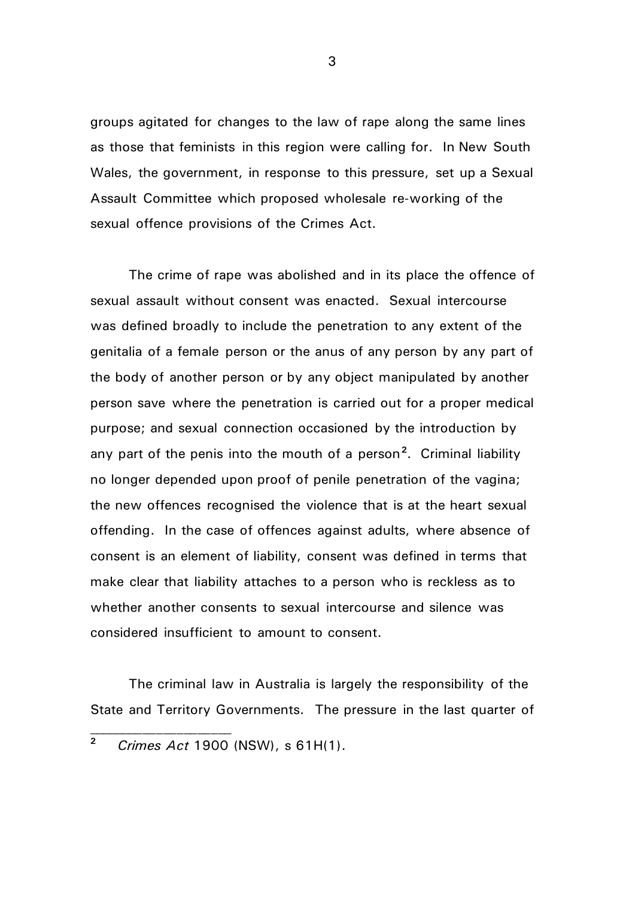groups agitated for changes to the law of rape along the same lines as those that feminists in this region were calling for. In New South Wales, the government, in response to this pressure, set up a Sexual Assault Committee which proposed wholesale re-working of the sexual offence provisions of the Crimes Act.

The crime of rape was abolished and in its place the offence of sexual assault without consent was enacted. Sexual intercourse was defined broadly to include the penetration to any extent of the genitalia of a female person or the anus of any person by any part of the body of another person or by any object manipulated by another person save where the penetration is carried out for a proper medical purpose; and sexual connection occasioned by the introduction by any part of the penis into the mouth of a person[2]. Criminal liability no longer depended upon proof of penile penetration of the vagina; the new offences recognised the violence that is at the heart sexual offending. In the case of offences against adults, where absence of consent is an element of liability, consent was defined in terms that make clear that liability attaches to a person who is reckless as to whether another consents to sexual intercourse and silence was considered insufficient to amount to consent.

The criminal law in Australia is largely the responsibility of the State and Territory Governments. The pressure in the last quarter of

---

[2] *Crimes Act* 1900 (NSW), s 61H(1).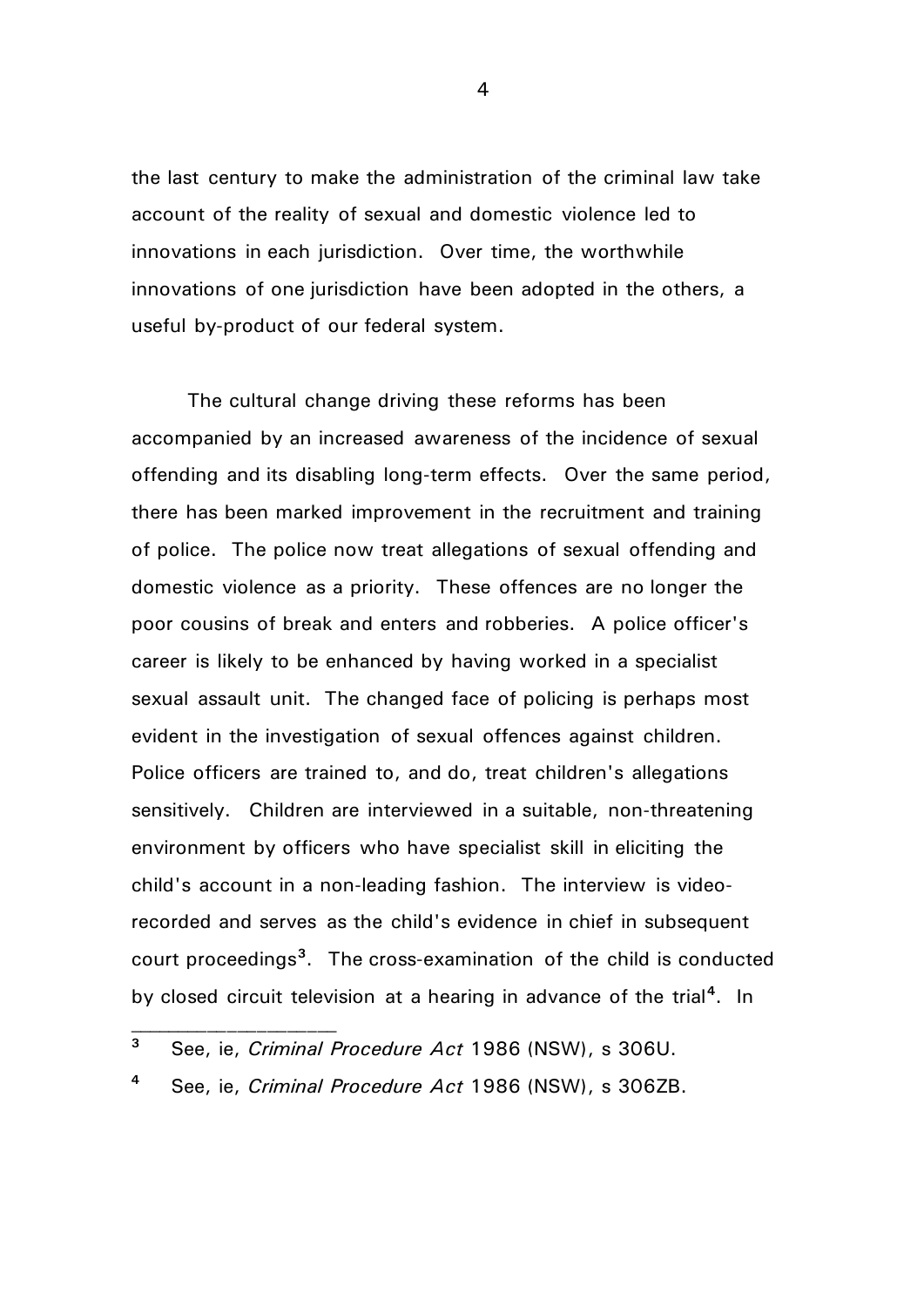the last century to make the administration of the criminal law take account of the reality of sexual and domestic violence led to innovations in each jurisdiction. Over time, the worthwhile innovations of one jurisdiction have been adopted in the others, a useful by-product of our federal system.

The cultural change driving these reforms has been accompanied by an increased awareness of the incidence of sexual offending and its disabling long-term effects. Over the same period, there has been marked improvement in the recruitment and training of police. The police now treat allegations of sexual offending and domestic violence as a priority. These offences are no longer the poor cousins of break and enters and robberies. A police officer's career is likely to be enhanced by having worked in a specialist sexual assault unit. The changed face of policing is perhaps most evident in the investigation of sexual offences against children. Police officers are trained to, and do, treat children's allegations sensitively. Children are interviewed in a suitable, non-threatening environment by officers who have specialist skill in eliciting the child's account in a non-leading fashion. The interview is video-recorded and serves as the child's evidence in chief in subsequent court proceedings[3]. The cross-examination of the child is conducted by closed circuit television at a hearing in advance of the trial[4]. In

---

[3] See, ie, *Criminal Procedure Act* 1986 (NSW), s 306U.

[4] See, ie, *Criminal Procedure Act* 1986 (NSW), s 306ZB.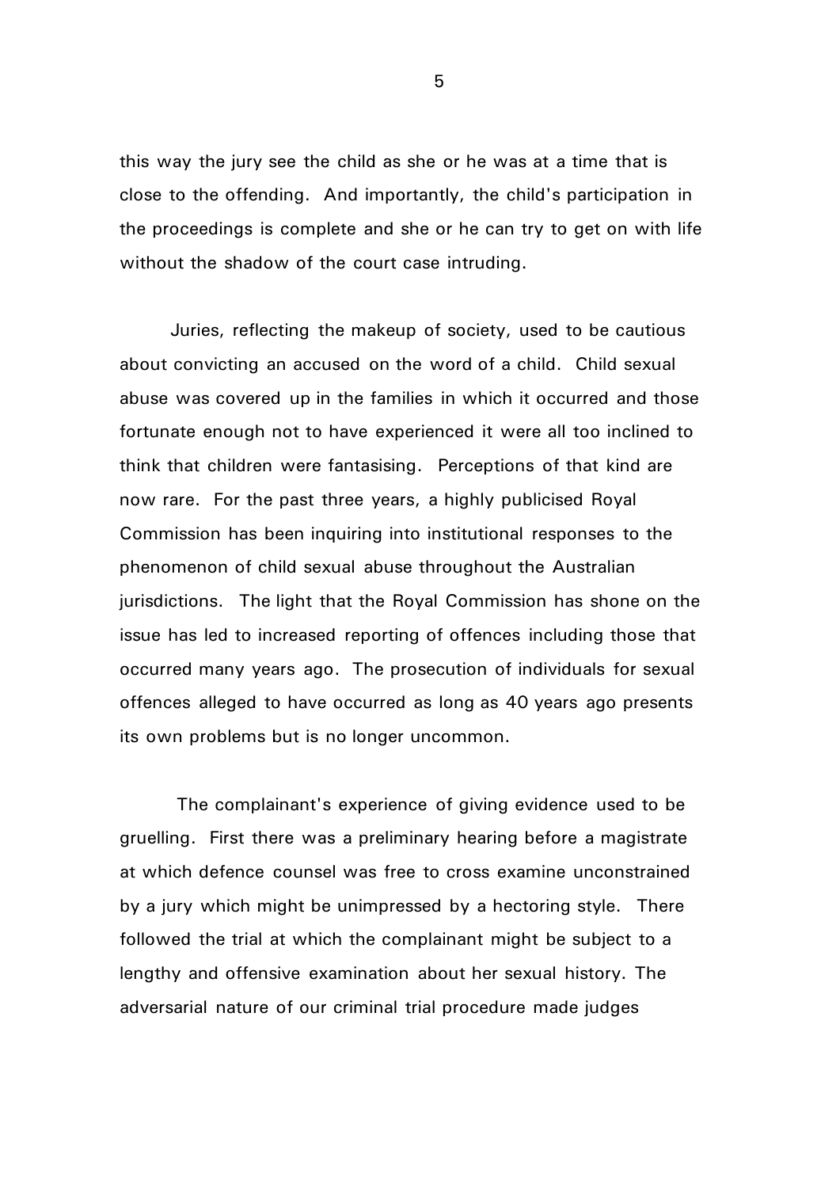this way the jury see the child as she or he was at a time that is close to the offending. And importantly, the child's participation in the proceedings is complete and she or he can try to get on with life without the shadow of the court case intruding.

Juries, reflecting the makeup of society, used to be cautious about convicting an accused on the word of a child. Child sexual abuse was covered up in the families in which it occurred and those fortunate enough not to have experienced it were all too inclined to think that children were fantasising. Perceptions of that kind are now rare. For the past three years, a highly publicised Royal Commission has been inquiring into institutional responses to the phenomenon of child sexual abuse throughout the Australian jurisdictions. The light that the Royal Commission has shone on the issue has led to increased reporting of offences including those that occurred many years ago. The prosecution of individuals for sexual offences alleged to have occurred as long as 40 years ago presents its own problems but is no longer uncommon.

The complainant's experience of giving evidence used to be gruelling. First there was a preliminary hearing before a magistrate at which defence counsel was free to cross examine unconstrained by a jury which might be unimpressed by a hectoring style. There followed the trial at which the complainant might be subject to a lengthy and offensive examination about her sexual history. The adversarial nature of our criminal trial procedure made judges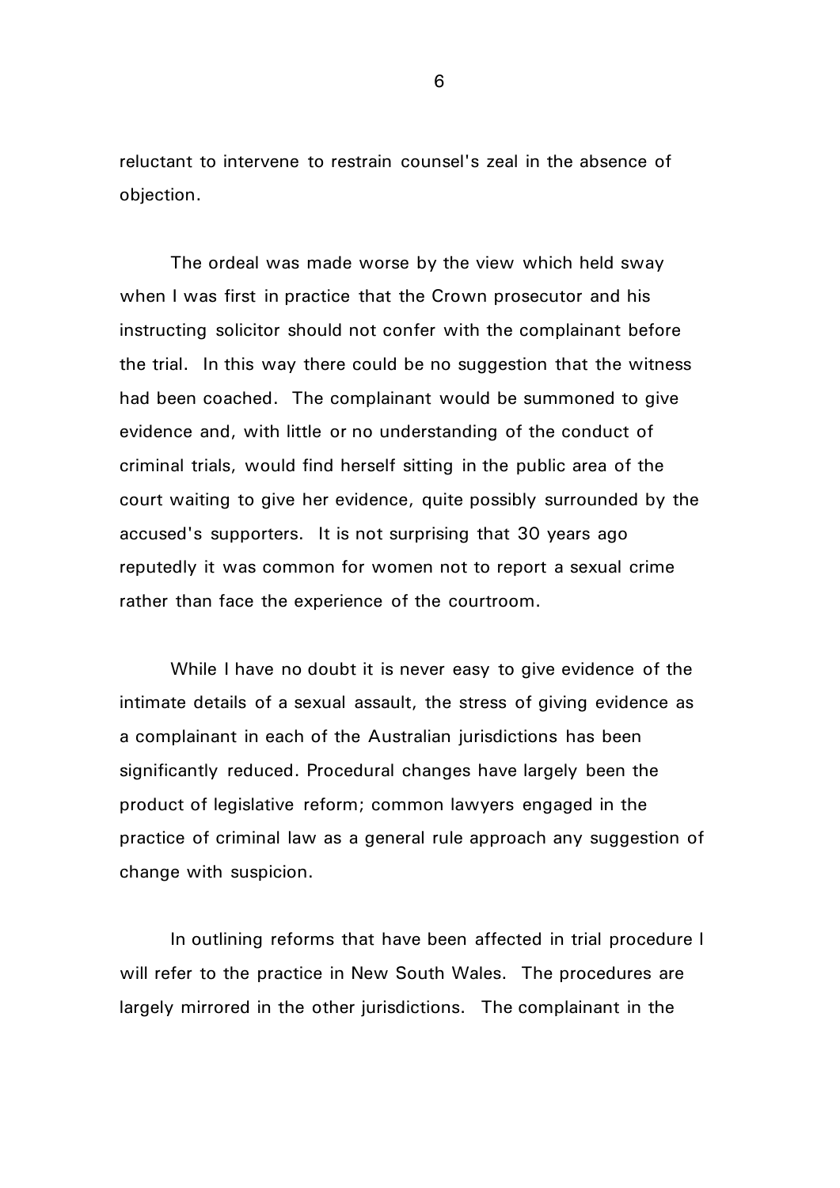reluctant to intervene to restrain counsel's zeal in the absence of objection.

The ordeal was made worse by the view which held sway when I was first in practice that the Crown prosecutor and his instructing solicitor should not confer with the complainant before the trial. In this way there could be no suggestion that the witness had been coached. The complainant would be summoned to give evidence and, with little or no understanding of the conduct of criminal trials, would find herself sitting in the public area of the court waiting to give her evidence, quite possibly surrounded by the accused's supporters. It is not surprising that 30 years ago reputedly it was common for women not to report a sexual crime rather than face the experience of the courtroom.

While I have no doubt it is never easy to give evidence of the intimate details of a sexual assault, the stress of giving evidence as a complainant in each of the Australian jurisdictions has been significantly reduced. Procedural changes have largely been the product of legislative reform; common lawyers engaged in the practice of criminal law as a general rule approach any suggestion of change with suspicion.

In outlining reforms that have been affected in trial procedure I will refer to the practice in New South Wales. The procedures are largely mirrored in the other jurisdictions. The complainant in the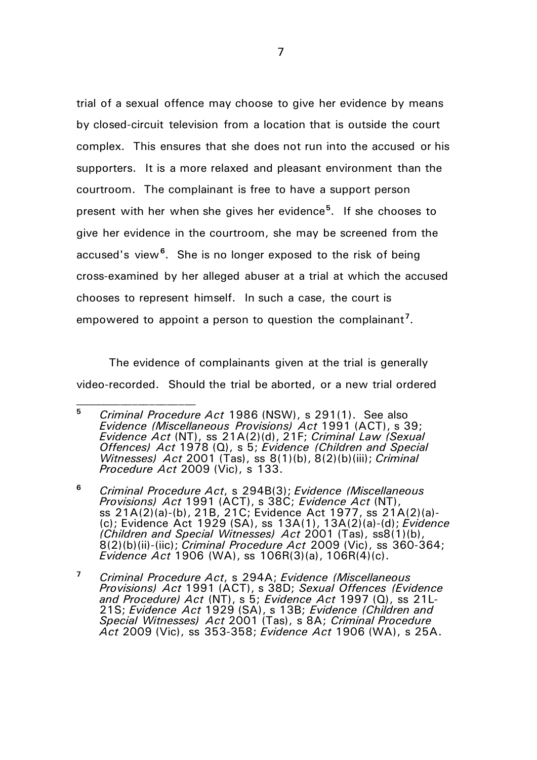trial of a sexual offence may choose to give her evidence by means by closed-circuit television from a location that is outside the court complex. This ensures that she does not run into the accused or his supporters. It is a more relaxed and pleasant environment than the courtroom. The complainant is free to have a support person present with her when she gives her evidence[5]. If she chooses to give her evidence in the courtroom, she may be screened from the accused's view[6]. She is no longer exposed to the risk of being cross-examined by her alleged abuser at a trial at which the accused chooses to represent himself. In such a case, the court is empowered to appoint a person to question the complainant[7].

The evidence of complainants given at the trial is generally video-recorded. Should the trial be aborted, or a new trial ordered

---

[5] *Criminal Procedure Act* 1986 (NSW), s 291(1). See also *Evidence (Miscellaneous Provisions) Act* 1991 (ACT), s 39; *Evidence Act* (NT), ss 21A(2)(d), 21F; *Criminal Law (Sexual Offences) Act* 1978 (Q), s 5; *Evidence (Children and Special Witnesses) Act* 2001 (Tas), ss 8(1)(b), 8(2)(b)(iii); *Criminal Procedure Act* 2009 (Vic), s 133.

[6] *Criminal Procedure Act*, s 294B(3); *Evidence (Miscellaneous Provisions) Act* 1991 (ACT), s 38C; *Evidence Act* (NT), ss 21A(2)(a)-(b), 21B, 21C; Evidence Act 1977, ss 21A(2)(a)-(c); Evidence Act 1929 (SA), ss 13A(1), 13A(2)(a)-(d); *Evidence (Children and Special Witnesses) Act* 2001 (Tas), ss8(1)(b), 8(2)(b)(ii)-(iic); *Criminal Procedure Act* 2009 (Vic), ss 360-364; *Evidence Act* 1906 (WA), ss 106R(3)(a), 106R(4)(c).

[7] *Criminal Procedure Act*, s 294A; *Evidence (Miscellaneous Provisions) Act* 1991 (ACT), s 38D; *Sexual Offences (Evidence and Procedure) Act* (NT), s 5; *Evidence Act* 1997 (Q), ss 21L-21S; *Evidence Act* 1929 (SA), s 13B; *Evidence (Children and Special Witnesses) Act* 2001 (Tas), s 8A; *Criminal Procedure Act* 2009 (Vic), ss 353-358; *Evidence Act* 1906 (WA), s 25A.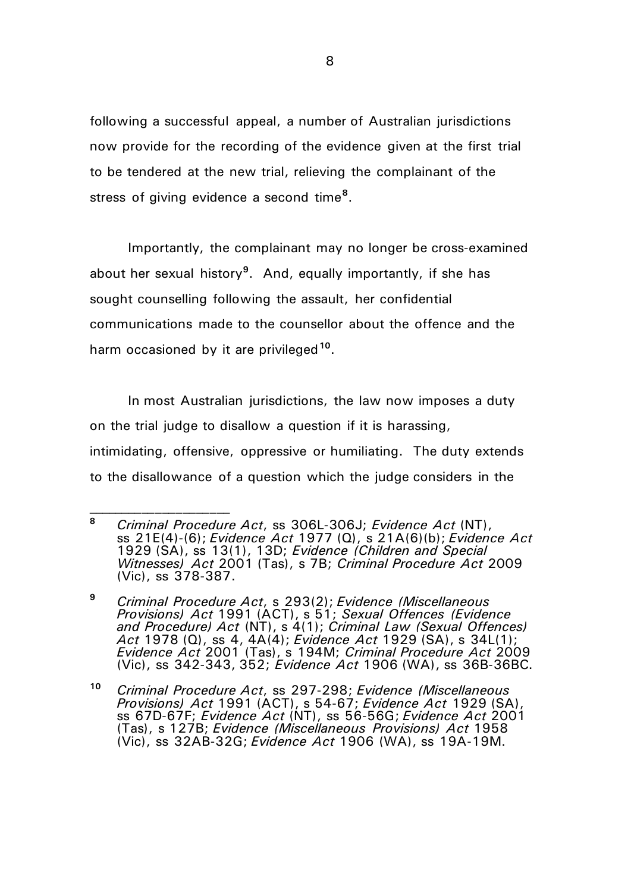following a successful appeal, a number of Australian jurisdictions now provide for the recording of the evidence given at the first trial to be tendered at the new trial, relieving the complainant of the stress of giving evidence a second time[8].

Importantly, the complainant may no longer be cross-examined about her sexual history[9]. And, equally importantly, if she has sought counselling following the assault, her confidential communications made to the counsellor about the offence and the harm occasioned by it are privileged[10].

In most Australian jurisdictions, the law now imposes a duty on the trial judge to disallow a question if it is harassing, intimidating, offensive, oppressive or humiliating. The duty extends to the disallowance of a question which the judge considers in the

---

[8] *Criminal Procedure Act*, ss 306L-306J; *Evidence Act* (NT), ss 21E(4)-(6); *Evidence Act* 1977 (Q), s 21A(6)(b); *Evidence Act* 1929 (SA), ss 13(1), 13D; *Evidence (Children and Special Witnesses) Act* 2001 (Tas), s 7B; *Criminal Procedure Act* 2009 (Vic), ss 378-387.

[9] *Criminal Procedure Act*, s 293(2); *Evidence (Miscellaneous Provisions) Act* 1991 (ACT), s 51; *Sexual Offences (Evidence and Procedure) Act* (NT), s 4(1); *Criminal Law (Sexual Offences) Act* 1978 (Q), ss 4, 4A(4); *Evidence Act* 1929 (SA), s 34L(1); *Evidence Act* 2001 (Tas), s 194M; *Criminal Procedure Act* 2009 (Vic), ss 342-343, 352; *Evidence Act* 1906 (WA), ss 36B-36BC.

[10] *Criminal Procedure Act*, ss 297-298; *Evidence (Miscellaneous Provisions) Act* 1991 (ACT), s 54-67; *Evidence Act* 1929 (SA), ss 67D-67F; *Evidence Act* (NT), ss 56-56G; *Evidence Act* 2001 (Tas), s 127B; *Evidence (Miscellaneous Provisions) Act* 1958 (Vic), ss 32AB-32G; *Evidence Act* 1906 (WA), ss 19A-19M.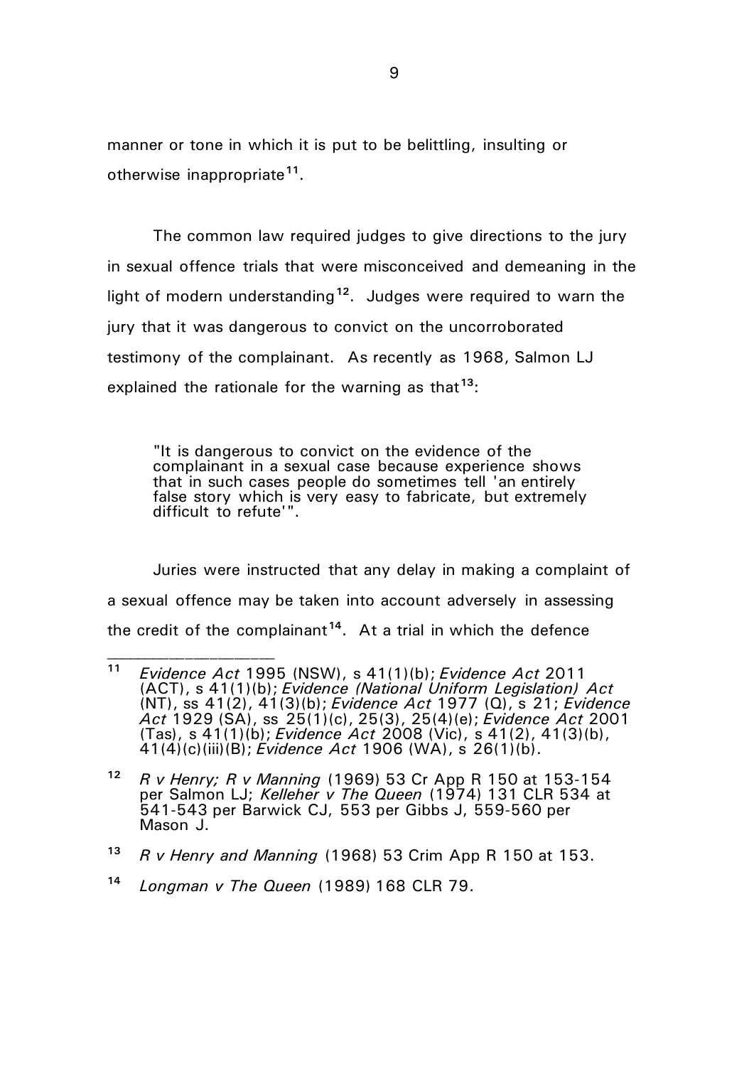manner or tone in which it is put to be belittling, insulting or otherwise inappropriate[11].

The common law required judges to give directions to the jury in sexual offence trials that were misconceived and demeaning in the light of modern understanding[12]. Judges were required to warn the jury that it was dangerous to convict on the uncorroborated testimony of the complainant. As recently as 1968, Salmon LJ explained the rationale for the warning as that[13]:

> "It is dangerous to convict on the evidence of the complainant in a sexual case because experience shows that in such cases people do sometimes tell 'an entirely false story which is very easy to fabricate, but extremely difficult to refute'".

Juries were instructed that any delay in making a complaint of a sexual offence may be taken into account adversely in assessing the credit of the complainant[14]. At a trial in which the defence

---

[11] *Evidence Act* 1995 (NSW), s 41(1)(b); *Evidence Act* 2011 (ACT), s 41(1)(b); *Evidence (National Uniform Legislation) Act* (NT), ss 41(2), 41(3)(b); *Evidence Act* 1977 (Q), s 21; *Evidence Act* 1929 (SA), ss 25(1)(c), 25(3), 25(4)(e); *Evidence Act* 2001 (Tas), s 41(1)(b); *Evidence Act* 2008 (Vic), s 41(2), 41(3)(b), 41(4)(c)(iii)(B); *Evidence Act* 1906 (WA), s 26(1)(b).

[12] *R v Henry; R v Manning* (1969) 53 Cr App R 150 at 153-154 per Salmon LJ; *Kelleher v The Queen* (1974) 131 CLR 534 at 541-543 per Barwick CJ, 553 per Gibbs J, 559-560 per Mason J.

[13] *R v Henry and Manning* (1968) 53 Crim App R 150 at 153.

[14] *Longman v The Queen* (1989) 168 CLR 79.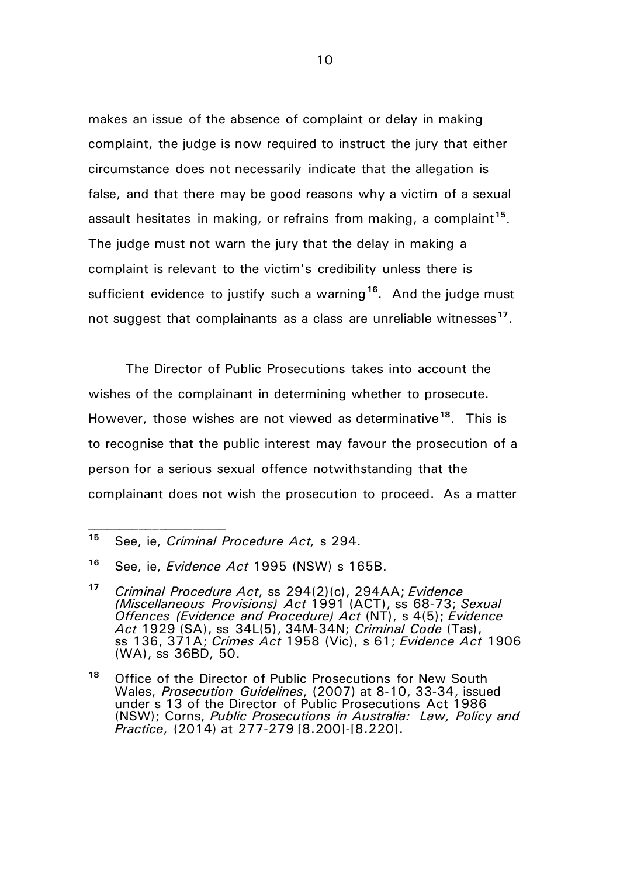makes an issue of the absence of complaint or delay in making complaint, the judge is now required to instruct the jury that either circumstance does not necessarily indicate that the allegation is false, and that there may be good reasons why a victim of a sexual assault hesitates in making, or refrains from making, a complaint[15]. The judge must not warn the jury that the delay in making a complaint is relevant to the victim's credibility unless there is sufficient evidence to justify such a warning[16]. And the judge must not suggest that complainants as a class are unreliable witnesses[17].

The Director of Public Prosecutions takes into account the wishes of the complainant in determining whether to prosecute. However, those wishes are not viewed as determinative[18]. This is to recognise that the public interest may favour the prosecution of a person for a serious sexual offence notwithstanding that the complainant does not wish the prosecution to proceed. As a matter

---

[15] See, ie, *Criminal Procedure Act,* s 294.

[16] See, ie, *Evidence Act* 1995 (NSW) s 165B.

[17] *Criminal Procedure Act*, ss 294(2)(c), 294AA; *Evidence (Miscellaneous Provisions) Act* 1991 (ACT), ss 68-73; *Sexual Offences (Evidence and Procedure) Act* (NT), s 4(5); *Evidence Act* 1929 (SA), ss 34L(5), 34M-34N; *Criminal Code* (Tas), ss 136, 371A; *Crimes Act* 1958 (Vic), s 61; *Evidence Act* 1906 (WA), ss 36BD, 50.

[18] Office of the Director of Public Prosecutions for New South Wales, *Prosecution Guidelines*, (2007) at 8-10, 33-34, issued under s 13 of the Director of Public Prosecutions Act 1986 (NSW); Corns, *Public Prosecutions in Australia: Law, Policy and Practice*, (2014) at 277-279 [8.200]-[8.220].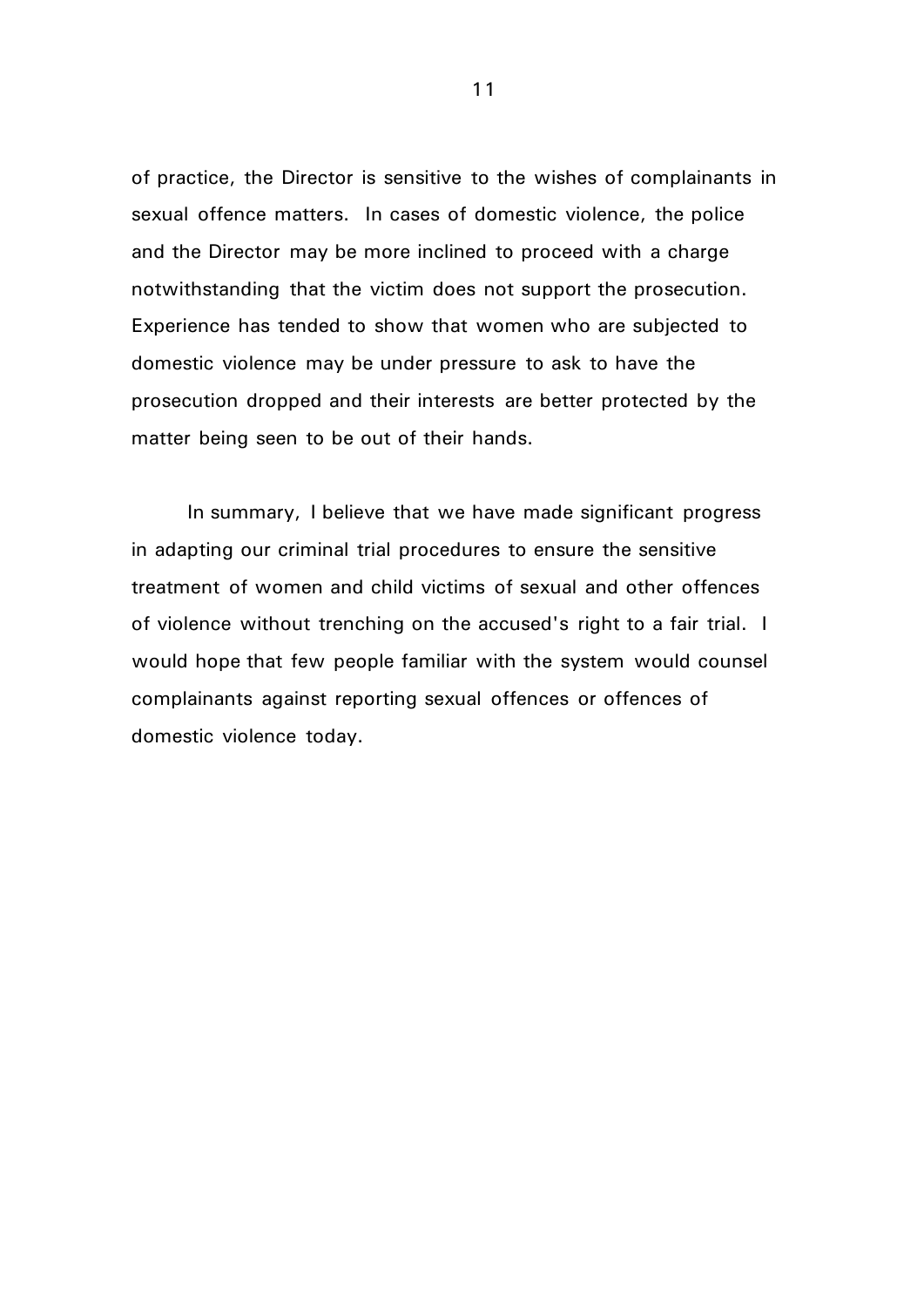of practice, the Director is sensitive to the wishes of complainants in sexual offence matters. In cases of domestic violence, the police and the Director may be more inclined to proceed with a charge notwithstanding that the victim does not support the prosecution. Experience has tended to show that women who are subjected to domestic violence may be under pressure to ask to have the prosecution dropped and their interests are better protected by the matter being seen to be out of their hands.

In summary, I believe that we have made significant progress in adapting our criminal trial procedures to ensure the sensitive treatment of women and child victims of sexual and other offences of violence without trenching on the accused's right to a fair trial. I would hope that few people familiar with the system would counsel complainants against reporting sexual offences or offences of domestic violence today.